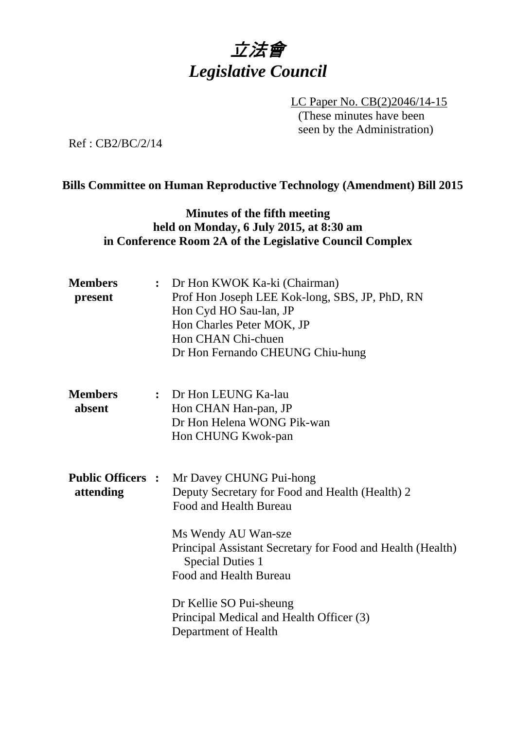# 立法會
# *Legislative Council*

LC Paper No. CB(2)2046/14-15
(These minutes have been seen by the Administration)

Ref : CB2/BC/2/14

**Bills Committee on Human Reproductive Technology (Amendment) Bill 2015**

**Minutes of the fifth meeting held on Monday, 6 July 2015, at 8:30 am in Conference Room 2A of the Legislative Council Complex**

| | | |
|---|---|---|
| **Members present** | : | Dr Hon KWOK Ka-ki (Chairman)<br>Prof Hon Joseph LEE Kok-long, SBS, JP, PhD, RN<br>Hon Cyd HO Sau-lan, JP<br>Hon Charles Peter MOK, JP<br>Hon CHAN Chi-chuen<br>Dr Hon Fernando CHEUNG Chiu-hung |
| **Members absent** | : | Dr Hon LEUNG Ka-lau<br>Hon CHAN Han-pan, JP<br>Dr Hon Helena WONG Pik-wan<br>Hon CHUNG Kwok-pan |
| **Public Officers attending** | : | Mr Davey CHUNG Pui-hong<br>Deputy Secretary for Food and Health (Health) 2<br>Food and Health Bureau<br><br>Ms Wendy AU Wan-sze<br>Principal Assistant Secretary for Food and Health (Health) Special Duties 1<br>Food and Health Bureau<br><br>Dr Kellie SO Pui-sheung<br>Principal Medical and Health Officer (3)<br>Department of Health |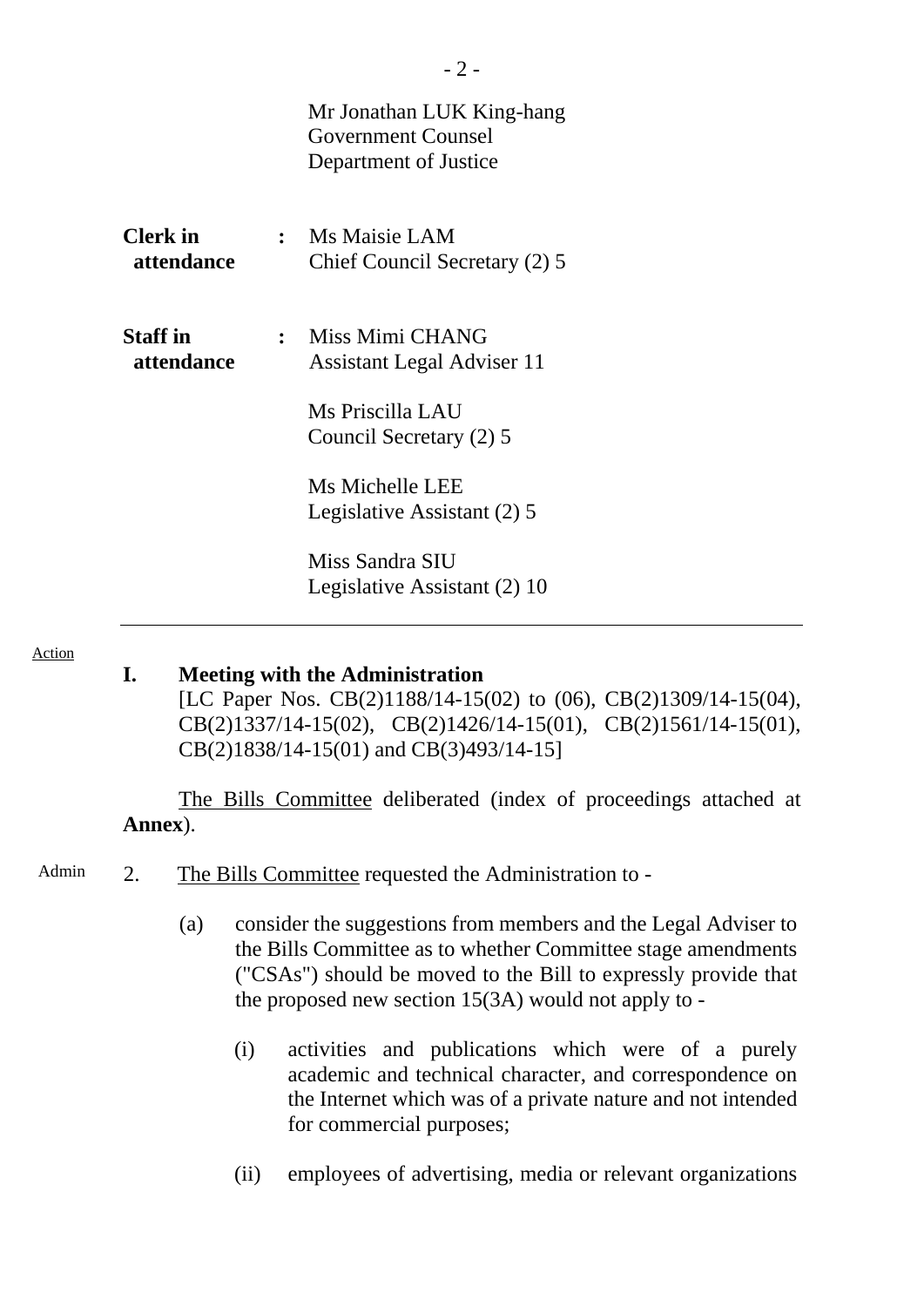Mr Jonathan LUK King-hang
Government Counsel
Department of Justice

| | | |
|---|---|---|
| **Clerk in attendance** | : | Ms Maisie LAM<br>Chief Council Secretary (2) 5 |
| **Staff in attendance** | : | Miss Mimi CHANG<br>Assistant Legal Adviser 11<br><br>Ms Priscilla LAU<br>Council Secretary (2) 5<br><br>Ms Michelle LEE<br>Legislative Assistant (2) 5<br><br>Miss Sandra SIU<br>Legislative Assistant (2) 10 |

---

Action

## I. Meeting with the Administration

[LC Paper Nos. CB(2)1188/14-15(02) to (06), CB(2)1309/14-15(04), CB(2)1337/14-15(02), CB(2)1426/14-15(01), CB(2)1561/14-15(01), CB(2)1838/14-15(01) and CB(3)493/14-15]

The Bills Committee deliberated (index of proceedings attached at **Annex**).

Admin

2. The Bills Committee requested the Administration to -

   (a) consider the suggestions from members and the Legal Adviser to the Bills Committee as to whether Committee stage amendments ("CSAs") should be moved to the Bill to expressly provide that the proposed new section 15(3A) would not apply to -

      (i) activities and publications which were of a purely academic and technical character, and correspondence on the Internet which was of a private nature and not intended for commercial purposes;

      (ii) employees of advertising, media or relevant organizations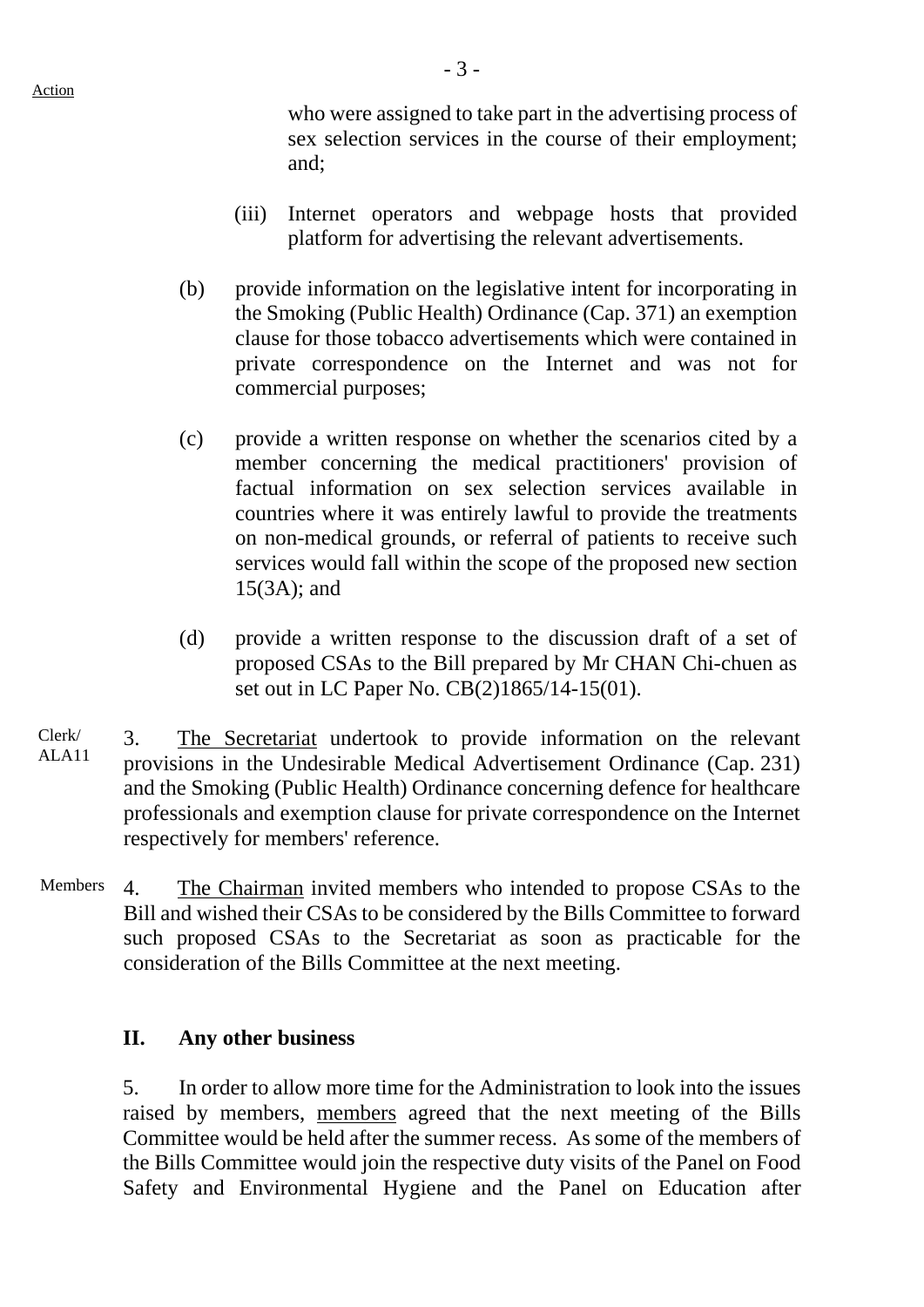Action

who were assigned to take part in the advertising process of sex selection services in the course of their employment; and;

(iii) Internet operators and webpage hosts that provided platform for advertising the relevant advertisements.

(b) provide information on the legislative intent for incorporating in the Smoking (Public Health) Ordinance (Cap. 371) an exemption clause for those tobacco advertisements which were contained in private correspondence on the Internet and was not for commercial purposes;

(c) provide a written response on whether the scenarios cited by a member concerning the medical practitioners' provision of factual information on sex selection services available in countries where it was entirely lawful to provide the treatments on non-medical grounds, or referral of patients to receive such services would fall within the scope of the proposed new section 15(3A); and

(d) provide a written response to the discussion draft of a set of proposed CSAs to the Bill prepared by Mr CHAN Chi-chuen as set out in LC Paper No. CB(2)1865/14-15(01).

Clerk/ ALA11

3. The Secretariat undertook to provide information on the relevant provisions in the Undesirable Medical Advertisement Ordinance (Cap. 231) and the Smoking (Public Health) Ordinance concerning defence for healthcare professionals and exemption clause for private correspondence on the Internet respectively for members' reference.

Members

4. The Chairman invited members who intended to propose CSAs to the Bill and wished their CSAs to be considered by the Bills Committee to forward such proposed CSAs to the Secretariat as soon as practicable for the consideration of the Bills Committee at the next meeting.

## II. Any other business

5. In order to allow more time for the Administration to look into the issues raised by members, members agreed that the next meeting of the Bills Committee would be held after the summer recess. As some of the members of the Bills Committee would join the respective duty visits of the Panel on Food Safety and Environmental Hygiene and the Panel on Education after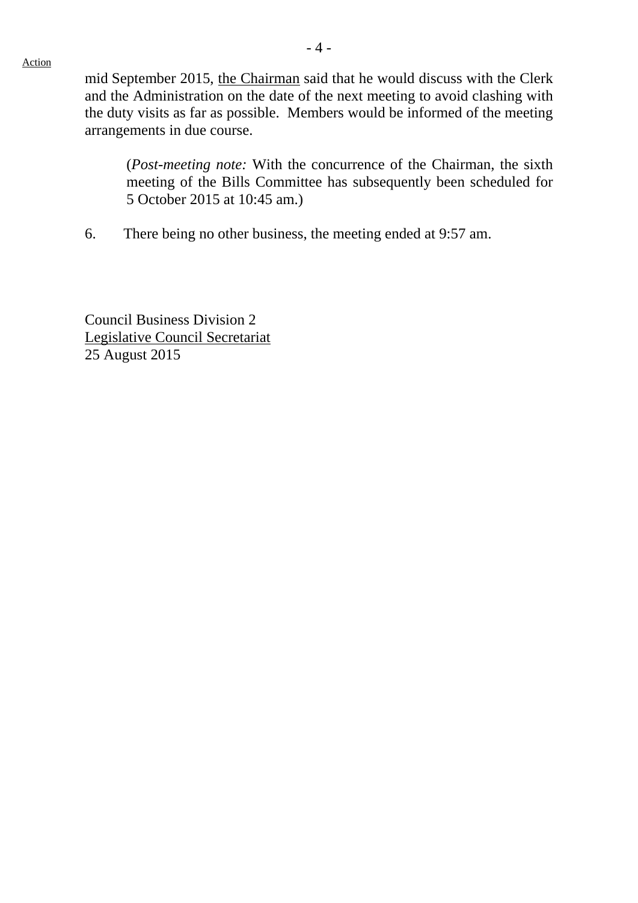Action

mid September 2015, the Chairman said that he would discuss with the Clerk and the Administration on the date of the next meeting to avoid clashing with the duty visits as far as possible. Members would be informed of the meeting arrangements in due course.

> (*Post-meeting note:* With the concurrence of the Chairman, the sixth meeting of the Bills Committee has subsequently been scheduled for 5 October 2015 at 10:45 am.)

6. There being no other business, the meeting ended at 9:57 am.

Council Business Division 2
Legislative Council Secretariat
25 August 2015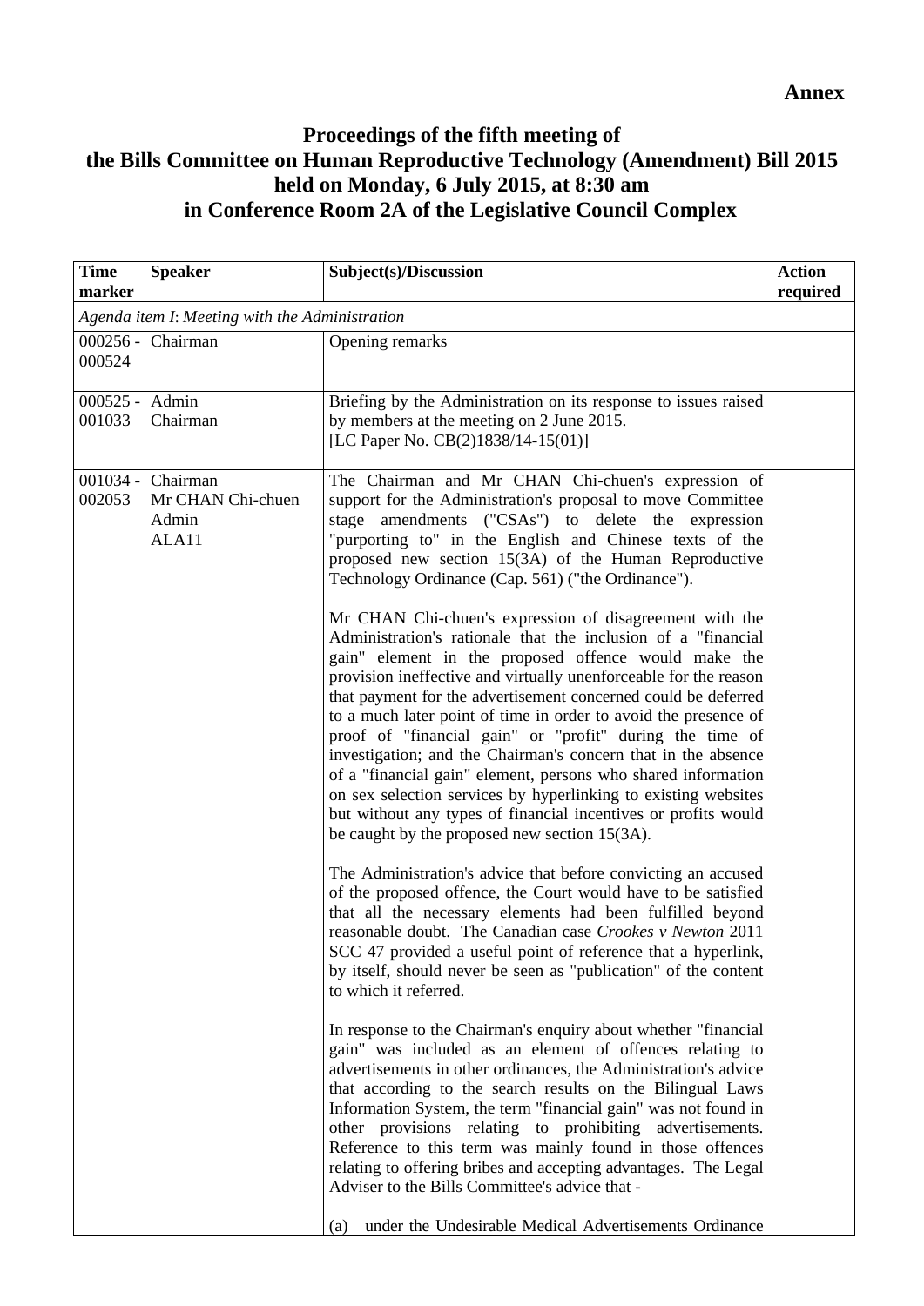**Annex**

# Proceedings of the fifth meeting of the Bills Committee on Human Reproductive Technology (Amendment) Bill 2015 held on Monday, 6 July 2015, at 8:30 am in Conference Room 2A of the Legislative Council Complex

| Time marker | Speaker | Subject(s)/Discussion | Action required |
|---|---|---|---|
| *Agenda item I: Meeting with the Administration* | | | |
| 000256 - 000524 | Chairman | Opening remarks | |
| 000525 - 001033 | Admin<br>Chairman | Briefing by the Administration on its response to issues raised by members at the meeting on 2 June 2015.<br>[LC Paper No. CB(2)1838/14-15(01)] | |
| 001034 - 002053 | Chairman<br>Mr CHAN Chi-chuen<br>Admin<br>ALA11 | The Chairman and Mr CHAN Chi-chuen's expression of support for the Administration's proposal to move Committee stage amendments ("CSAs") to delete the expression "purporting to" in the English and Chinese texts of the proposed new section 15(3A) of the Human Reproductive Technology Ordinance (Cap. 561) ("the Ordinance").<br><br>Mr CHAN Chi-chuen's expression of disagreement with the Administration's rationale that the inclusion of a "financial gain" element in the proposed offence would make the provision ineffective and virtually unenforceable for the reason that payment for the advertisement concerned could be deferred to a much later point of time in order to avoid the presence of proof of "financial gain" or "profit" during the time of investigation; and the Chairman's concern that in the absence of a "financial gain" element, persons who shared information on sex selection services by hyperlinking to existing websites but without any types of financial incentives or profits would be caught by the proposed new section 15(3A).<br><br>The Administration's advice that before convicting an accused of the proposed offence, the Court would have to be satisfied that all the necessary elements had been fulfilled beyond reasonable doubt. The Canadian case *Crookes v Newton* 2011 SCC 47 provided a useful point of reference that a hyperlink, by itself, should never be seen as "publication" of the content to which it referred.<br><br>In response to the Chairman's enquiry about whether "financial gain" was included as an element of offences relating to advertisements in other ordinances, the Administration's advice that according to the search results on the Bilingual Laws Information System, the term "financial gain" was not found in other provisions relating to prohibiting advertisements. Reference to this term was mainly found in those offences relating to offering bribes and accepting advantages. The Legal Adviser to the Bills Committee's advice that -<br><br>(a) under the Undesirable Medical Advertisements Ordinance | |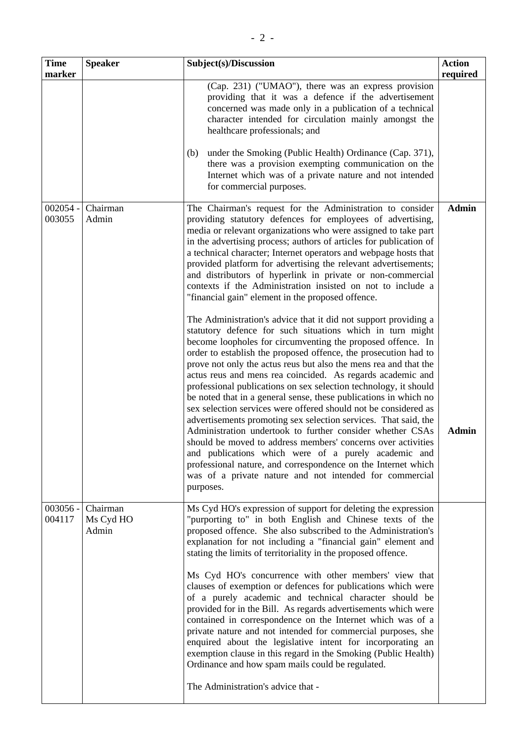| Time marker | Speaker | Subject(s)/Discussion | Action required |
|---|---|---|---|
| | | (Cap. 231) ("UMAO"), there was an express provision providing that it was a defence if the advertisement concerned was made only in a publication of a technical character intended for circulation mainly amongst the healthcare professionals; and<br><br>(b) under the Smoking (Public Health) Ordinance (Cap. 371), there was a provision exempting communication on the Internet which was of a private nature and not intended for commercial purposes. | |
| 002054 - 003055 | Chairman<br>Admin | The Chairman's request for the Administration to consider providing statutory defences for employees of advertising, media or relevant organizations who were assigned to take part in the advertising process; authors of articles for publication of a technical character; Internet operators and webpage hosts that provided platform for advertising the relevant advertisements; and distributors of hyperlink in private or non-commercial contexts if the Administration insisted on not to include a "financial gain" element in the proposed offence.<br><br>The Administration's advice that it did not support providing a statutory defence for such situations which in turn might become loopholes for circumventing the proposed offence. In order to establish the proposed offence, the prosecution had to prove not only the actus reus but also the mens rea and that the actus reus and mens rea coincided. As regards academic and professional publications on sex selection technology, it should be noted that in a general sense, these publications in which no sex selection services were offered should not be considered as advertisements promoting sex selection services. That said, the Administration undertook to further consider whether CSAs should be moved to address members' concerns over activities and publications which were of a purely academic and professional nature, and correspondence on the Internet which was of a private nature and not intended for commercial purposes. | **Admin**<br><br><br><br><br><br><br><br><br><br><br><br><br><br><br>**Admin** |
| 003056 - 004117 | Chairman<br>Ms Cyd HO<br>Admin | Ms Cyd HO's expression of support for deleting the expression "purporting to" in both English and Chinese texts of the proposed offence. She also subscribed to the Administration's explanation for not including a "financial gain" element and stating the limits of territoriality in the proposed offence.<br><br>Ms Cyd HO's concurrence with other members' view that clauses of exemption or defences for publications which were of a purely academic and technical character should be provided for in the Bill. As regards advertisements which were contained in correspondence on the Internet which was of a private nature and not intended for commercial purposes, she enquired about the legislative intent for incorporating an exemption clause in this regard in the Smoking (Public Health) Ordinance and how spam mails could be regulated.<br><br>The Administration's advice that - | |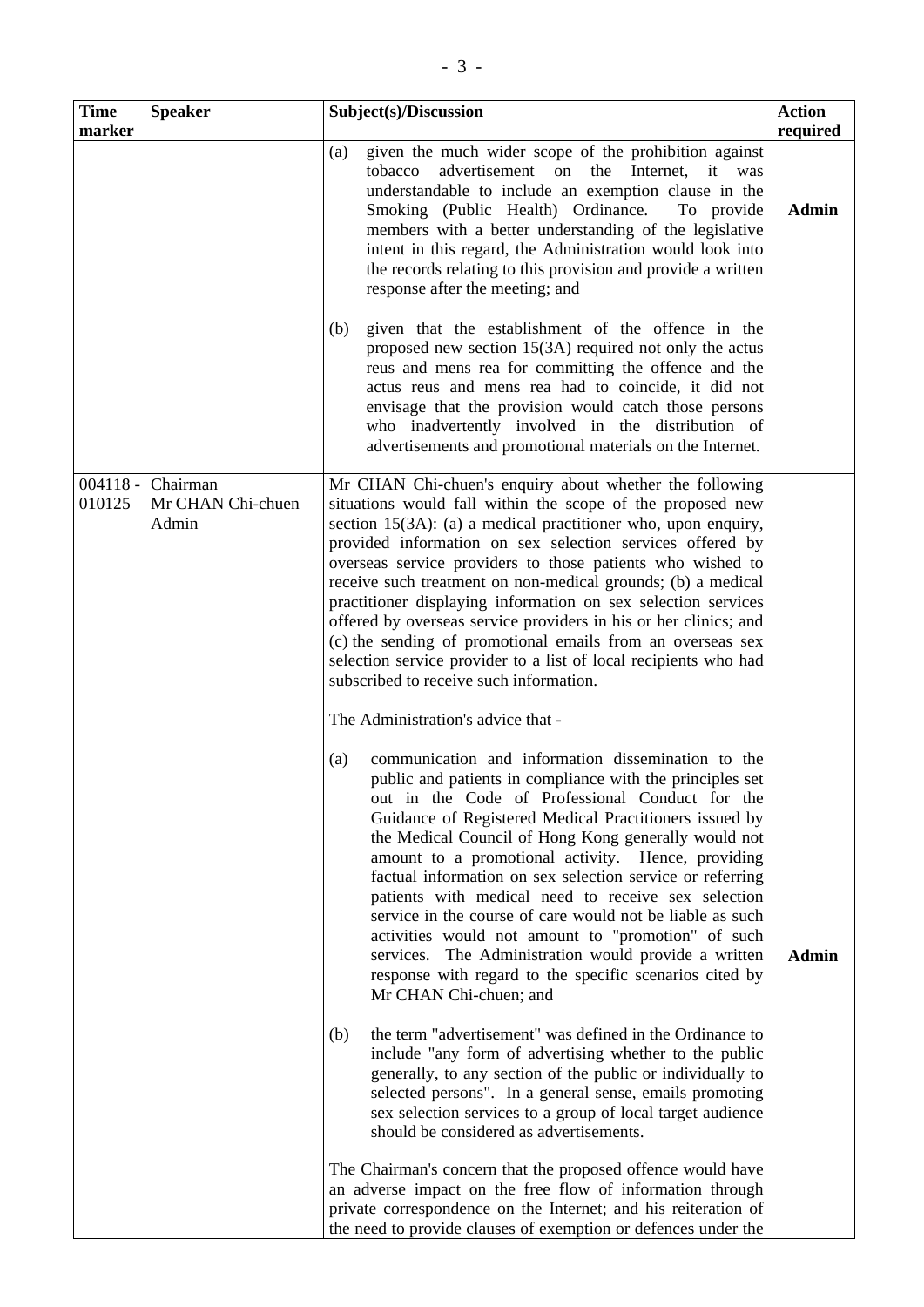| Time marker | Speaker | Subject(s)/Discussion | Action required |
|---|---|---|---|
| | | (a) given the much wider scope of the prohibition against tobacco advertisement on the Internet, it was understandable to include an exemption clause in the Smoking (Public Health) Ordinance. To provide members with a better understanding of the legislative intent in this regard, the Administration would look into the records relating to this provision and provide a written response after the meeting; and<br><br>(b) given that the establishment of the offence in the proposed new section 15(3A) required not only the actus reus and mens rea for committing the offence and the actus reus and mens rea had to coincide, it did not envisage that the provision would catch those persons who inadvertently involved in the distribution of advertisements and promotional materials on the Internet. | **Admin** |
| 004118 - 010125 | Chairman<br>Mr CHAN Chi-chuen<br>Admin | Mr CHAN Chi-chuen's enquiry about whether the following situations would fall within the scope of the proposed new section 15(3A): (a) a medical practitioner who, upon enquiry, provided information on sex selection services offered by overseas service providers to those patients who wished to receive such treatment on non-medical grounds; (b) a medical practitioner displaying information on sex selection services offered by overseas service providers in his or her clinics; and (c) the sending of promotional emails from an overseas sex selection service provider to a list of local recipients who had subscribed to receive such information.<br><br>The Administration's advice that -<br><br>(a) communication and information dissemination to the public and patients in compliance with the principles set out in the Code of Professional Conduct for the Guidance of Registered Medical Practitioners issued by the Medical Council of Hong Kong generally would not amount to a promotional activity. Hence, providing factual information on sex selection service or referring patients with medical need to receive sex selection service in the course of care would not be liable as such activities would not amount to "promotion" of such services. The Administration would provide a written response with regard to the specific scenarios cited by Mr CHAN Chi-chuen; and<br><br>(b) the term "advertisement" was defined in the Ordinance to include "any form of advertising whether to the public generally, to any section of the public or individually to selected persons". In a general sense, emails promoting sex selection services to a group of local target audience should be considered as advertisements.<br><br>The Chairman's concern that the proposed offence would have an adverse impact on the free flow of information through private correspondence on the Internet; and his reiteration of the need to provide clauses of exemption or defences under the | **Admin** |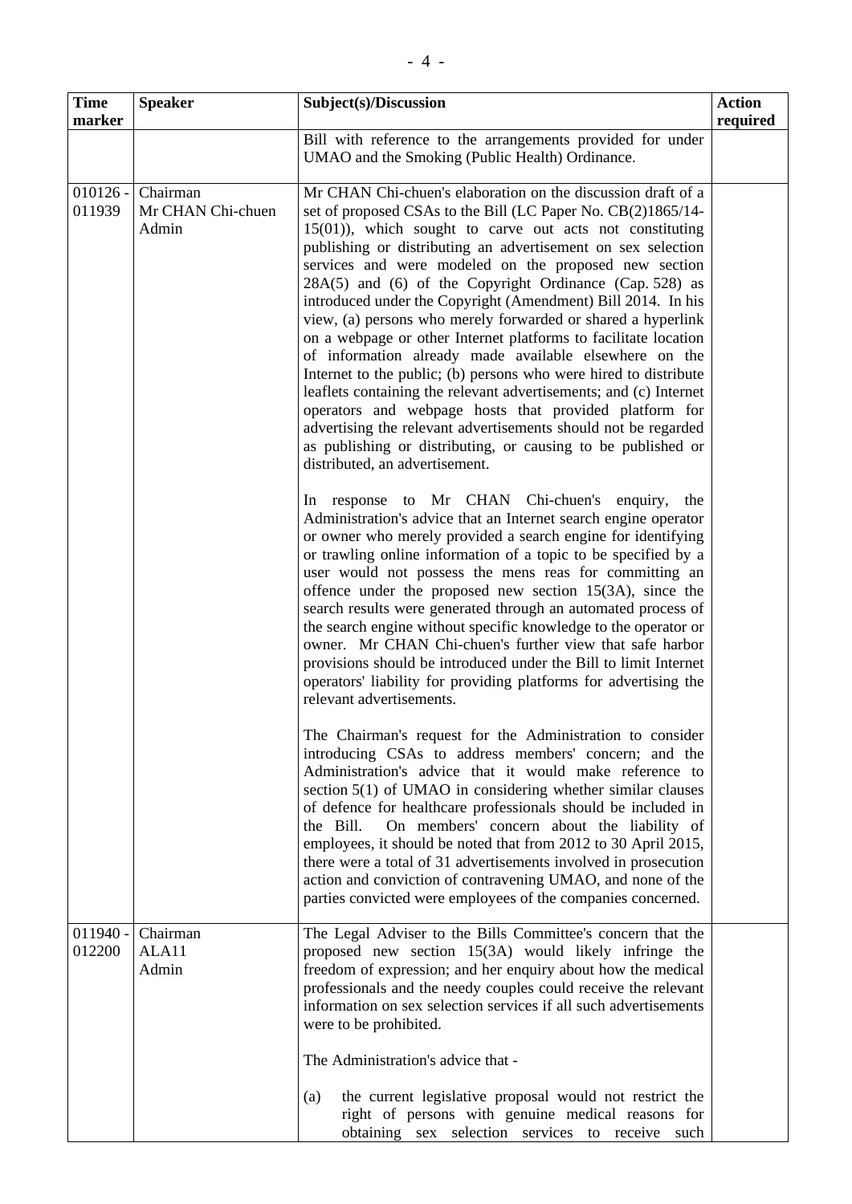| Time marker | Speaker | Subject(s)/Discussion | Action required |
|---|---|---|---|
| | | Bill with reference to the arrangements provided for under UMAO and the Smoking (Public Health) Ordinance. | |
| 010126 - 011939 | Chairman<br>Mr CHAN Chi-chuen<br>Admin | Mr CHAN Chi-chuen's elaboration on the discussion draft of a set of proposed CSAs to the Bill (LC Paper No. CB(2)1865/14-15(01)), which sought to carve out acts not constituting publishing or distributing an advertisement on sex selection services and were modeled on the proposed new section 28A(5) and (6) of the Copyright Ordinance (Cap. 528) as introduced under the Copyright (Amendment) Bill 2014. In his view, (a) persons who merely forwarded or shared a hyperlink on a webpage or other Internet platforms to facilitate location of information already made available elsewhere on the Internet to the public; (b) persons who were hired to distribute leaflets containing the relevant advertisements; and (c) Internet operators and webpage hosts that provided platform for advertising the relevant advertisements should not be regarded as publishing or distributing, or causing to be published or distributed, an advertisement.<br><br>In response to Mr CHAN Chi-chuen's enquiry, the Administration's advice that an Internet search engine operator or owner who merely provided a search engine for identifying or trawling online information of a topic to be specified by a user would not possess the mens reas for committing an offence under the proposed new section 15(3A), since the search results were generated through an automated process of the search engine without specific knowledge to the operator or owner. Mr CHAN Chi-chuen's further view that safe harbor provisions should be introduced under the Bill to limit Internet operators' liability for providing platforms for advertising the relevant advertisements.<br><br>The Chairman's request for the Administration to consider introducing CSAs to address members' concern; and the Administration's advice that it would make reference to section 5(1) of UMAO in considering whether similar clauses of defence for healthcare professionals should be included in the Bill. On members' concern about the liability of employees, it should be noted that from 2012 to 30 April 2015, there were a total of 31 advertisements involved in prosecution action and conviction of contravening UMAO, and none of the parties convicted were employees of the companies concerned. | |
| 011940 - 012200 | Chairman<br>ALA11<br>Admin | The Legal Adviser to the Bills Committee's concern that the proposed new section 15(3A) would likely infringe the freedom of expression; and her enquiry about how the medical professionals and the needy couples could receive the relevant information on sex selection services if all such advertisements were to be prohibited.<br><br>The Administration's advice that -<br><br>(a) the current legislative proposal would not restrict the right of persons with genuine medical reasons for obtaining sex selection services to receive such | |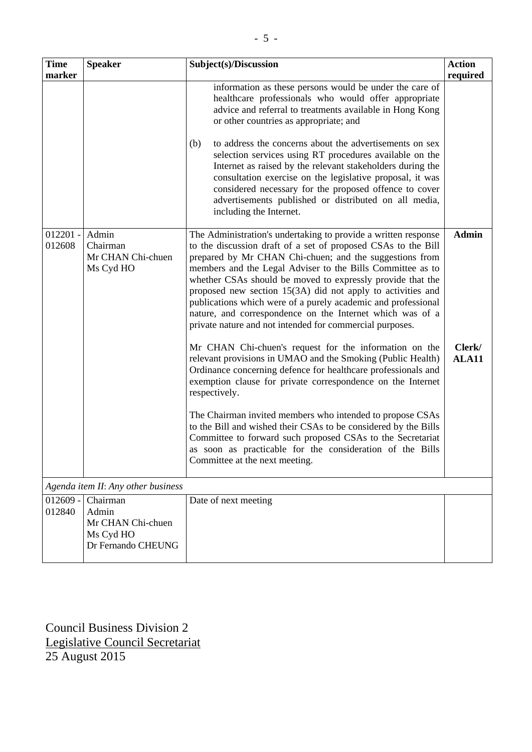| Time marker | Speaker | Subject(s)/Discussion | Action required |
|---|---|---|---|
| | | information as these persons would be under the care of healthcare professionals who would offer appropriate advice and referral to treatments available in Hong Kong or other countries as appropriate; and<br><br>(b) to address the concerns about the advertisements on sex selection services using RT procedures available on the Internet as raised by the relevant stakeholders during the consultation exercise on the legislative proposal, it was considered necessary for the proposed offence to cover advertisements published or distributed on all media, including the Internet. | |
| 012201 - 012608 | Admin<br>Chairman<br>Mr CHAN Chi-chuen<br>Ms Cyd HO | The Administration's undertaking to provide a written response to the discussion draft of a set of proposed CSAs to the Bill prepared by Mr CHAN Chi-chuen; and the suggestions from members and the Legal Adviser to the Bills Committee as to whether CSAs should be moved to expressly provide that the proposed new section 15(3A) did not apply to activities and publications which were of a purely academic and professional nature, and correspondence on the Internet which was of a private nature and not intended for commercial purposes.<br><br>Mr CHAN Chi-chuen's request for the information on the relevant provisions in UMAO and the Smoking (Public Health) Ordinance concerning defence for healthcare professionals and exemption clause for private correspondence on the Internet respectively.<br><br>The Chairman invited members who intended to propose CSAs to the Bill and wished their CSAs to be considered by the Bills Committee to forward such proposed CSAs to the Secretariat as soon as practicable for the consideration of the Bills Committee at the next meeting. | **Admin**<br><br><br><br><br><br><br>**Clerk/ ALA11** |
| *Agenda item II: Any other business* | | | |
| 012609 - 012840 | Chairman<br>Admin<br>Mr CHAN Chi-chuen<br>Ms Cyd HO<br>Dr Fernando CHEUNG | Date of next meeting | |

Council Business Division 2
Legislative Council Secretariat
25 August 2015